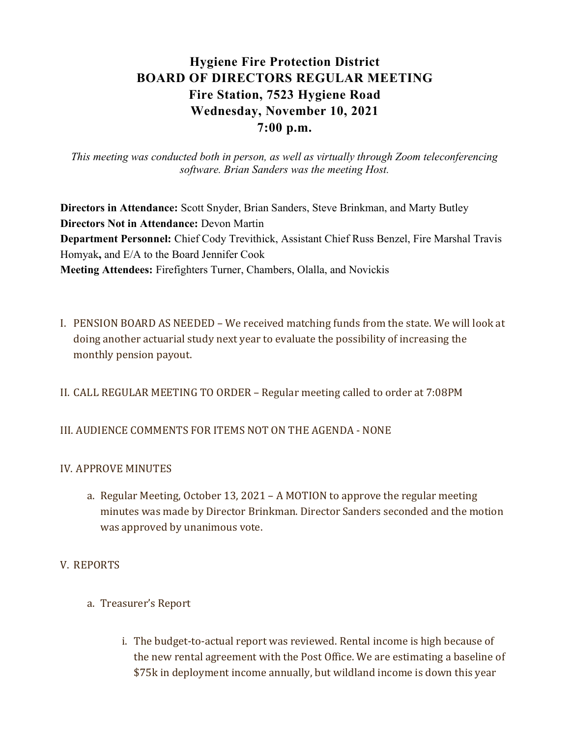# Hygiene Fire Protection District
# BOARD OF DIRECTORS REGULAR MEETING
# Fire Station, 7523 Hygiene Road
# Wednesday, November 10, 2021
# 7:00 p.m.

*This meeting was conducted both in person, as well as virtually through Zoom teleconferencing software. Brian Sanders was the meeting Host.*

**Directors in Attendance:** Scott Snyder, Brian Sanders, Steve Brinkman, and Marty Butley
**Directors Not in Attendance:** Devon Martin
**Department Personnel:** Chief Cody Trevithick, Assistant Chief Russ Benzel, Fire Marshal Travis Homyak, and E/A to the Board Jennifer Cook
**Meeting Attendees:** Firefighters Turner, Chambers, Olalla, and Novickis

I. PENSION BOARD AS NEEDED – We received matching funds from the state. We will look at doing another actuarial study next year to evaluate the possibility of increasing the monthly pension payout.

II. CALL REGULAR MEETING TO ORDER – Regular meeting called to order at 7:08PM

III. AUDIENCE COMMENTS FOR ITEMS NOT ON THE AGENDA - NONE

IV. APPROVE MINUTES

a. Regular Meeting, October 13, 2021 – A MOTION to approve the regular meeting minutes was made by Director Brinkman. Director Sanders seconded and the motion was approved by unanimous vote.

V. REPORTS

a. Treasurer's Report

i. The budget-to-actual report was reviewed. Rental income is high because of the new rental agreement with the Post Office. We are estimating a baseline of $75k in deployment income annually, but wildland income is down this year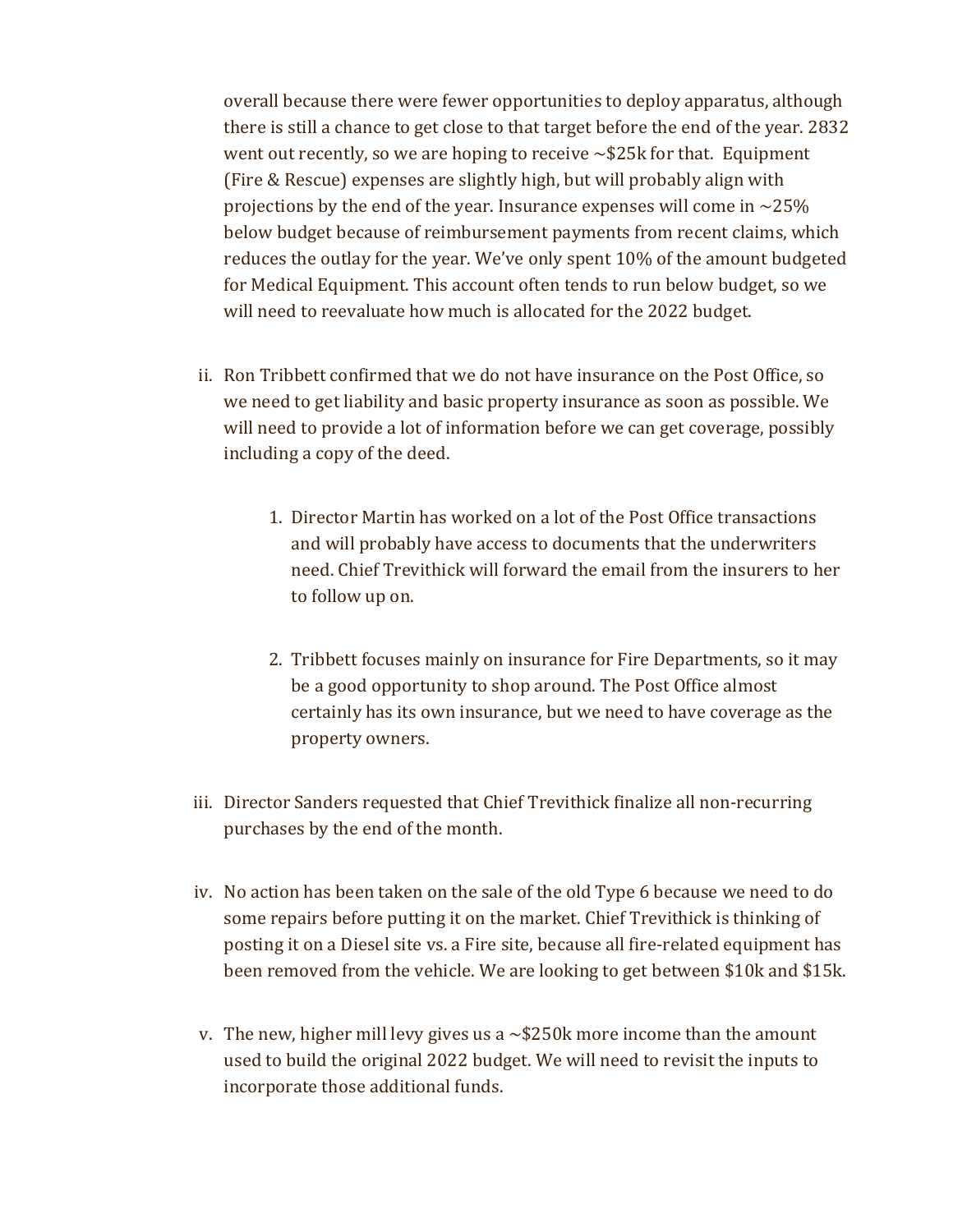overall because there were fewer opportunities to deploy apparatus, although there is still a chance to get close to that target before the end of the year. 2832 went out recently, so we are hoping to receive ~$25k for that. Equipment (Fire & Rescue) expenses are slightly high, but will probably align with projections by the end of the year. Insurance expenses will come in ~25% below budget because of reimbursement payments from recent claims, which reduces the outlay for the year. We've only spent 10% of the amount budgeted for Medical Equipment. This account often tends to run below budget, so we will need to reevaluate how much is allocated for the 2022 budget.

ii. Ron Tribbett confirmed that we do not have insurance on the Post Office, so we need to get liability and basic property insurance as soon as possible. We will need to provide a lot of information before we can get coverage, possibly including a copy of the deed.

    1. Director Martin has worked on a lot of the Post Office transactions and will probably have access to documents that the underwriters need. Chief Trevithick will forward the email from the insurers to her to follow up on.

    2. Tribbett focuses mainly on insurance for Fire Departments, so it may be a good opportunity to shop around. The Post Office almost certainly has its own insurance, but we need to have coverage as the property owners.

iii. Director Sanders requested that Chief Trevithick finalize all non-recurring purchases by the end of the month.

iv. No action has been taken on the sale of the old Type 6 because we need to do some repairs before putting it on the market. Chief Trevithick is thinking of posting it on a Diesel site vs. a Fire site, because all fire-related equipment has been removed from the vehicle. We are looking to get between $10k and $15k.

v. The new, higher mill levy gives us a ~$250k more income than the amount used to build the original 2022 budget. We will need to revisit the inputs to incorporate those additional funds.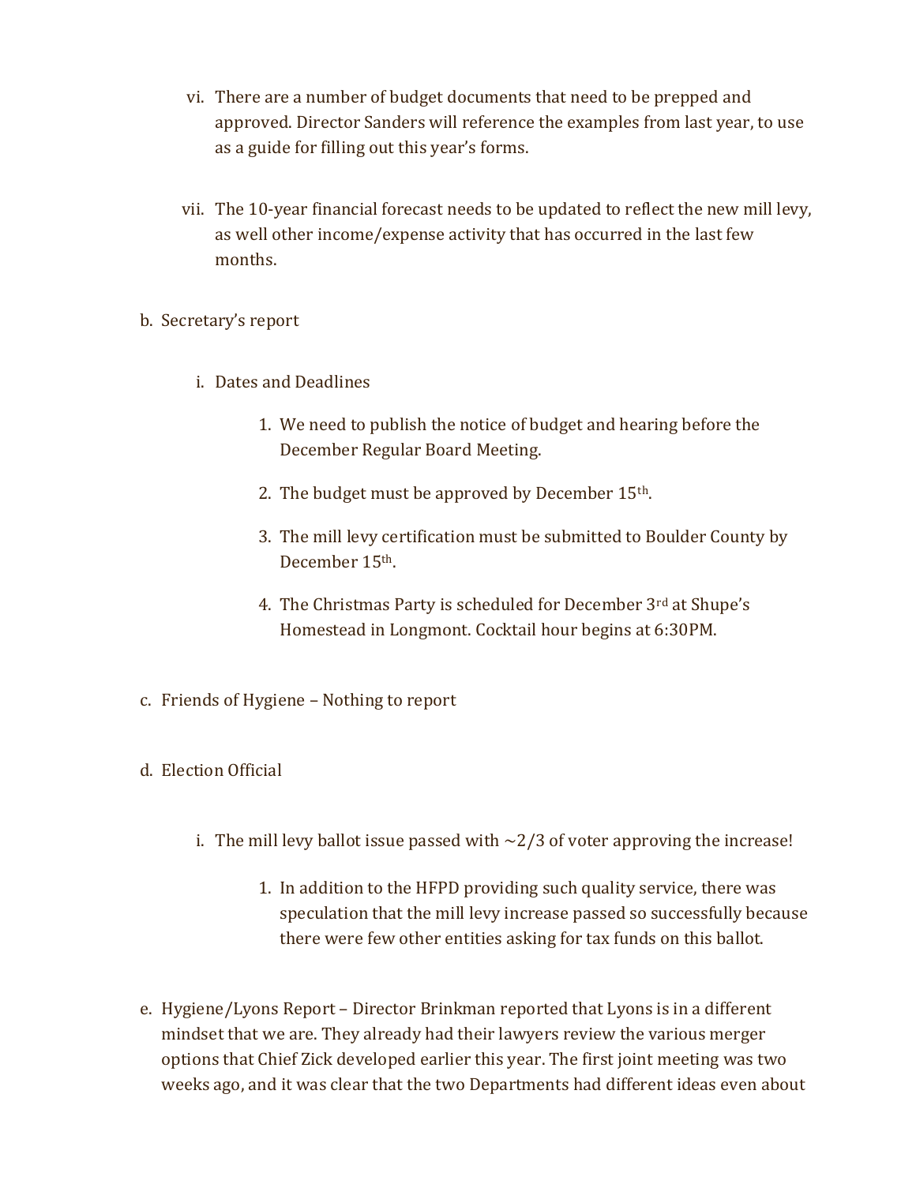vi. There are a number of budget documents that need to be prepped and approved. Director Sanders will reference the examples from last year, to use as a guide for filling out this year's forms.

vii. The 10-year financial forecast needs to be updated to reflect the new mill levy, as well other income/expense activity that has occurred in the last few months.

b. Secretary's report

   i. Dates and Deadlines

      1. We need to publish the notice of budget and hearing before the December Regular Board Meeting.

      2. The budget must be approved by December 15th.

      3. The mill levy certification must be submitted to Boulder County by December 15th.

      4. The Christmas Party is scheduled for December 3rd at Shupe's Homestead in Longmont. Cocktail hour begins at 6:30PM.

c. Friends of Hygiene – Nothing to report

d. Election Official

   i. The mill levy ballot issue passed with ~2/3 of voter approving the increase!

      1. In addition to the HFPD providing such quality service, there was speculation that the mill levy increase passed so successfully because there were few other entities asking for tax funds on this ballot.

e. Hygiene/Lyons Report – Director Brinkman reported that Lyons is in a different mindset that we are. They already had their lawyers review the various merger options that Chief Zick developed earlier this year. The first joint meeting was two weeks ago, and it was clear that the two Departments had different ideas even about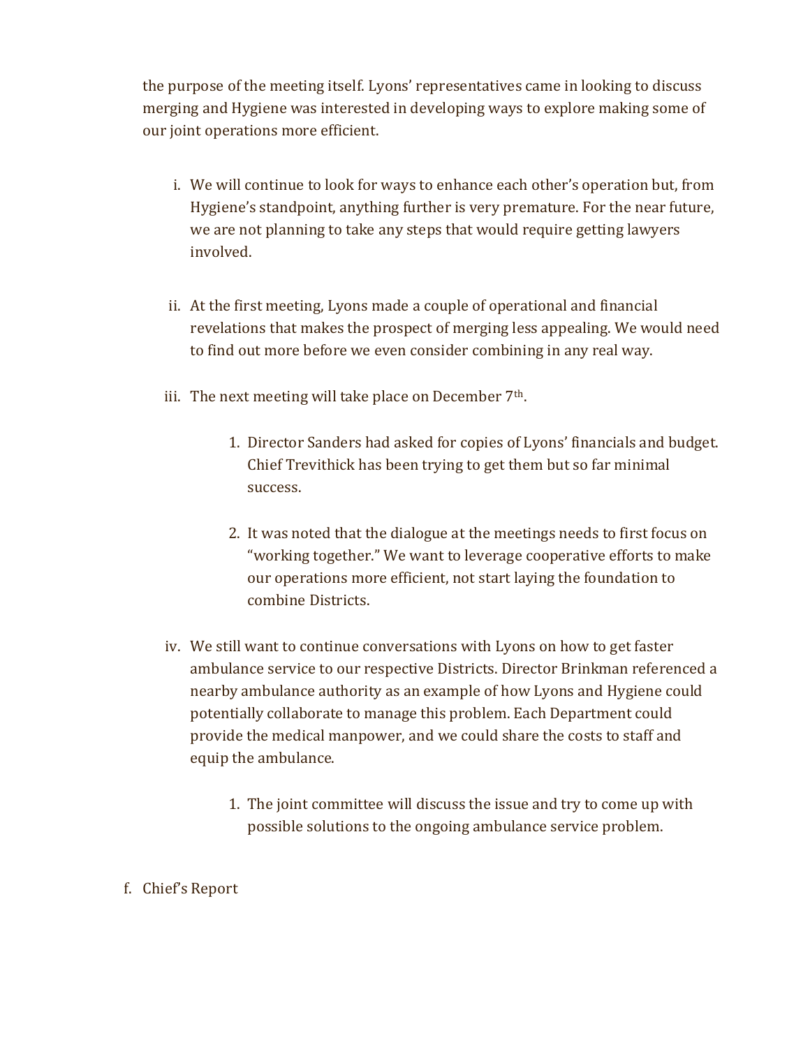the purpose of the meeting itself. Lyons' representatives came in looking to discuss merging and Hygiene was interested in developing ways to explore making some of our joint operations more efficient.

i. We will continue to look for ways to enhance each other's operation but, from Hygiene's standpoint, anything further is very premature. For the near future, we are not planning to take any steps that would require getting lawyers involved.

ii. At the first meeting, Lyons made a couple of operational and financial revelations that makes the prospect of merging less appealing. We would need to find out more before we even consider combining in any real way.

iii. The next meeting will take place on December 7th.

   1. Director Sanders had asked for copies of Lyons' financials and budget. Chief Trevithick has been trying to get them but so far minimal success.

   2. It was noted that the dialogue at the meetings needs to first focus on "working together." We want to leverage cooperative efforts to make our operations more efficient, not start laying the foundation to combine Districts.

iv. We still want to continue conversations with Lyons on how to get faster ambulance service to our respective Districts. Director Brinkman referenced a nearby ambulance authority as an example of how Lyons and Hygiene could potentially collaborate to manage this problem. Each Department could provide the medical manpower, and we could share the costs to staff and equip the ambulance.

   1. The joint committee will discuss the issue and try to come up with possible solutions to the ongoing ambulance service problem.

f. Chief's Report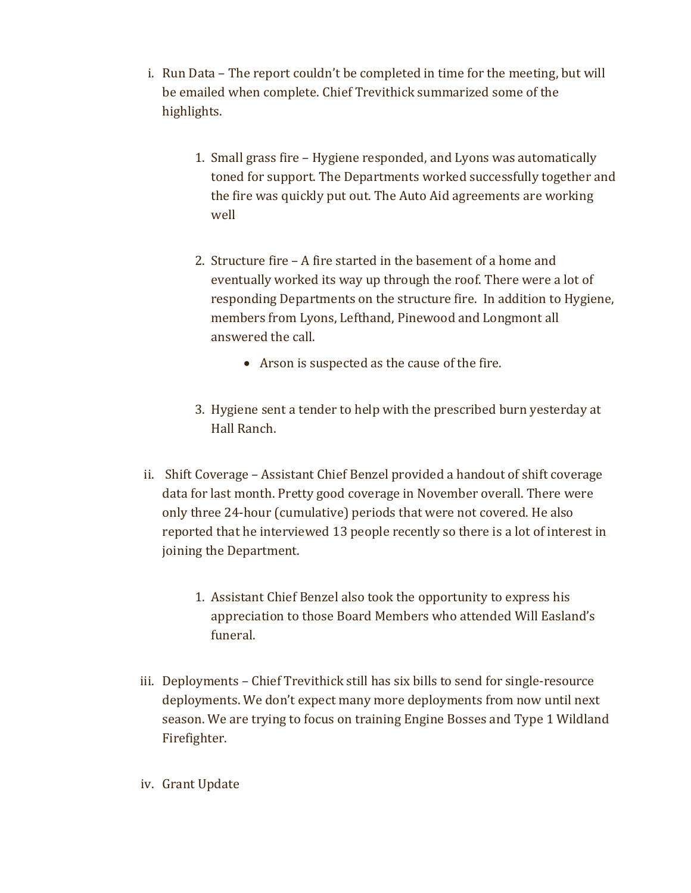i. Run Data – The report couldn't be completed in time for the meeting, but will be emailed when complete. Chief Trevithick summarized some of the highlights.

   1. Small grass fire – Hygiene responded, and Lyons was automatically toned for support. The Departments worked successfully together and the fire was quickly put out. The Auto Aid agreements are working well

   2. Structure fire – A fire started in the basement of a home and eventually worked its way up through the roof. There were a lot of responding Departments on the structure fire. In addition to Hygiene, members from Lyons, Lefthand, Pinewood and Longmont all answered the call.

      - Arson is suspected as the cause of the fire.

   3. Hygiene sent a tender to help with the prescribed burn yesterday at Hall Ranch.

ii. Shift Coverage – Assistant Chief Benzel provided a handout of shift coverage data for last month. Pretty good coverage in November overall. There were only three 24-hour (cumulative) periods that were not covered. He also reported that he interviewed 13 people recently so there is a lot of interest in joining the Department.

   1. Assistant Chief Benzel also took the opportunity to express his appreciation to those Board Members who attended Will Easland's funeral.

iii. Deployments – Chief Trevithick still has six bills to send for single-resource deployments. We don't expect many more deployments from now until next season. We are trying to focus on training Engine Bosses and Type 1 Wildland Firefighter.

iv. Grant Update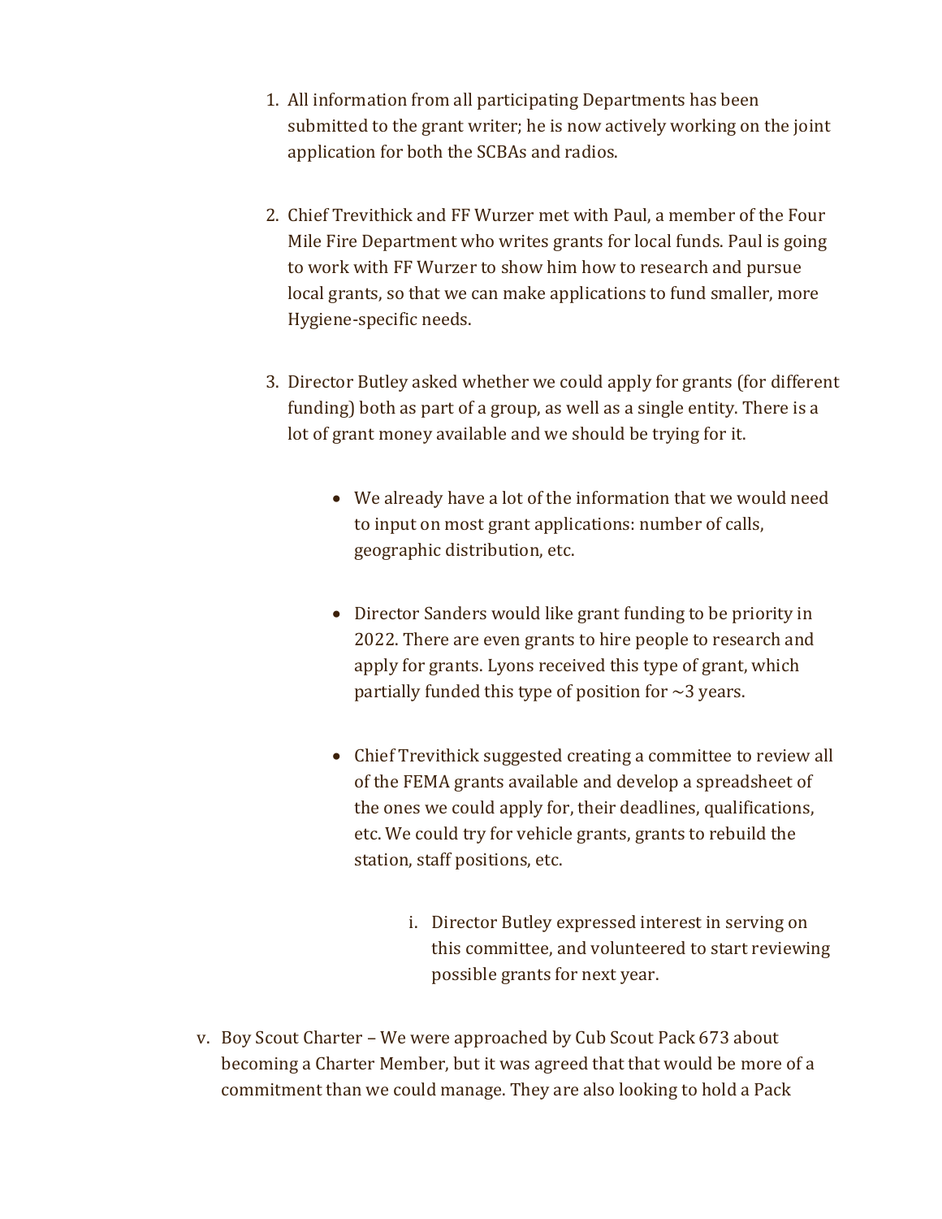1. All information from all participating Departments has been submitted to the grant writer; he is now actively working on the joint application for both the SCBAs and radios.

2. Chief Trevithick and FF Wurzer met with Paul, a member of the Four Mile Fire Department who writes grants for local funds. Paul is going to work with FF Wurzer to show him how to research and pursue local grants, so that we can make applications to fund smaller, more Hygiene-specific needs.

3. Director Butley asked whether we could apply for grants (for different funding) both as part of a group, as well as a single entity. There is a lot of grant money available and we should be trying for it.

    - We already have a lot of the information that we would need to input on most grant applications: number of calls, geographic distribution, etc.

    - Director Sanders would like grant funding to be priority in 2022. There are even grants to hire people to research and apply for grants. Lyons received this type of grant, which partially funded this type of position for ~3 years.

    - Chief Trevithick suggested creating a committee to review all of the FEMA grants available and develop a spreadsheet of the ones we could apply for, their deadlines, qualifications, etc. We could try for vehicle grants, grants to rebuild the station, staff positions, etc.

        i. Director Butley expressed interest in serving on this committee, and volunteered to start reviewing possible grants for next year.

v. Boy Scout Charter – We were approached by Cub Scout Pack 673 about becoming a Charter Member, but it was agreed that that would be more of a commitment than we could manage. They are also looking to hold a Pack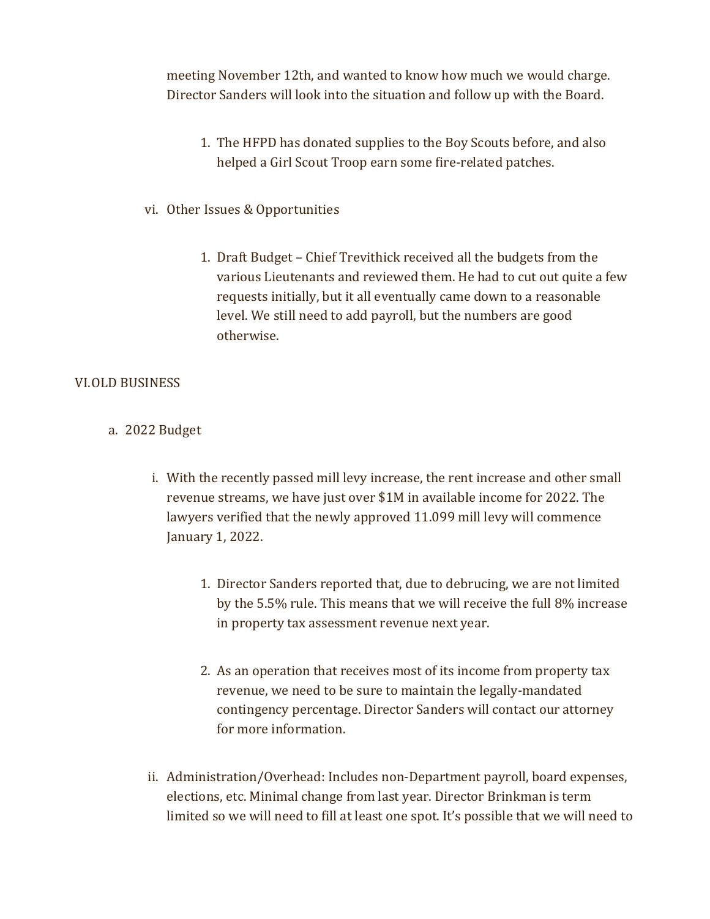meeting November 12th, and wanted to know how much we would charge. Director Sanders will look into the situation and follow up with the Board.

1. The HFPD has donated supplies to the Boy Scouts before, and also helped a Girl Scout Troop earn some fire-related patches.

vi. Other Issues & Opportunities

1. Draft Budget – Chief Trevithick received all the budgets from the various Lieutenants and reviewed them. He had to cut out quite a few requests initially, but it all eventually came down to a reasonable level. We still need to add payroll, but the numbers are good otherwise.

VI. OLD BUSINESS

a. 2022 Budget

i. With the recently passed mill levy increase, the rent increase and other small revenue streams, we have just over $1M in available income for 2022. The lawyers verified that the newly approved 11.099 mill levy will commence January 1, 2022.

1. Director Sanders reported that, due to debrucing, we are not limited by the 5.5% rule. This means that we will receive the full 8% increase in property tax assessment revenue next year.

2. As an operation that receives most of its income from property tax revenue, we need to be sure to maintain the legally-mandated contingency percentage. Director Sanders will contact our attorney for more information.

ii. Administration/Overhead: Includes non-Department payroll, board expenses, elections, etc. Minimal change from last year. Director Brinkman is term limited so we will need to fill at least one spot. It's possible that we will need to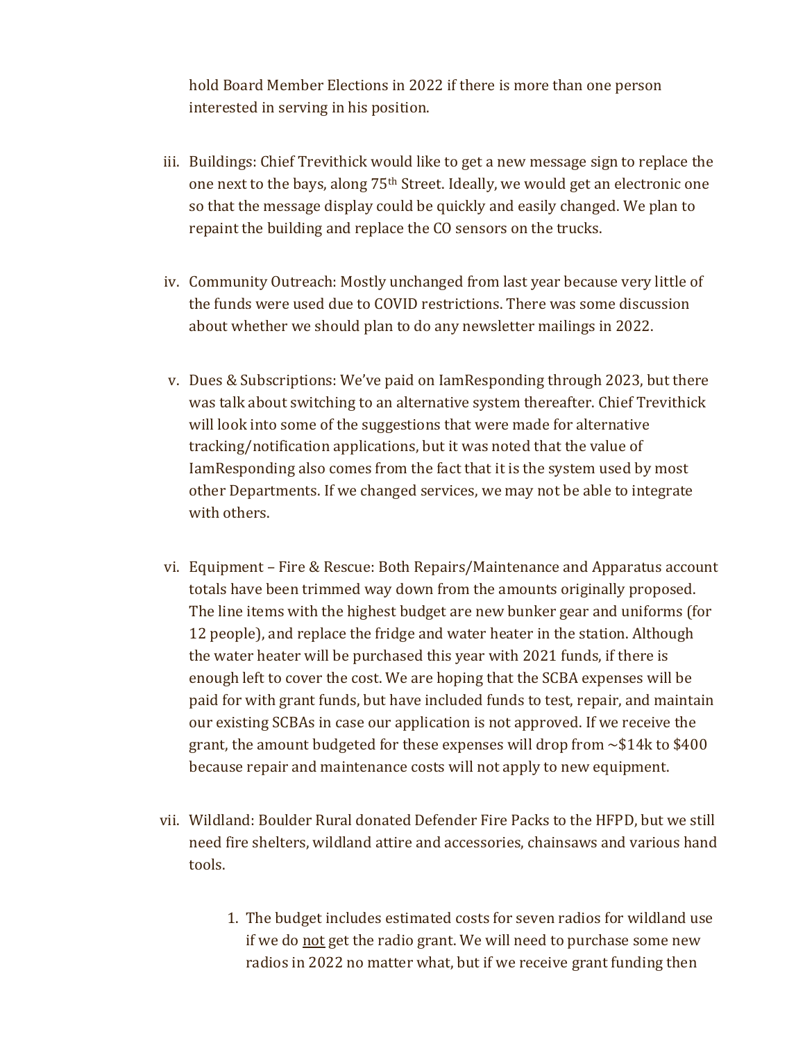hold Board Member Elections in 2022 if there is more than one person interested in serving in his position.

iii. Buildings: Chief Trevithick would like to get a new message sign to replace the one next to the bays, along 75th Street. Ideally, we would get an electronic one so that the message display could be quickly and easily changed. We plan to repaint the building and replace the CO sensors on the trucks.

iv. Community Outreach: Mostly unchanged from last year because very little of the funds were used due to COVID restrictions. There was some discussion about whether we should plan to do any newsletter mailings in 2022.

v. Dues & Subscriptions: We've paid on IamResponding through 2023, but there was talk about switching to an alternative system thereafter. Chief Trevithick will look into some of the suggestions that were made for alternative tracking/notification applications, but it was noted that the value of IamResponding also comes from the fact that it is the system used by most other Departments. If we changed services, we may not be able to integrate with others.

vi. Equipment – Fire & Rescue: Both Repairs/Maintenance and Apparatus account totals have been trimmed way down from the amounts originally proposed. The line items with the highest budget are new bunker gear and uniforms (for 12 people), and replace the fridge and water heater in the station. Although the water heater will be purchased this year with 2021 funds, if there is enough left to cover the cost. We are hoping that the SCBA expenses will be paid for with grant funds, but have included funds to test, repair, and maintain our existing SCBAs in case our application is not approved. If we receive the grant, the amount budgeted for these expenses will drop from ~$14k to $400 because repair and maintenance costs will not apply to new equipment.

vii. Wildland: Boulder Rural donated Defender Fire Packs to the HFPD, but we still need fire shelters, wildland attire and accessories, chainsaws and various hand tools.

   1. The budget includes estimated costs for seven radios for wildland use if we do not get the radio grant. We will need to purchase some new radios in 2022 no matter what, but if we receive grant funding then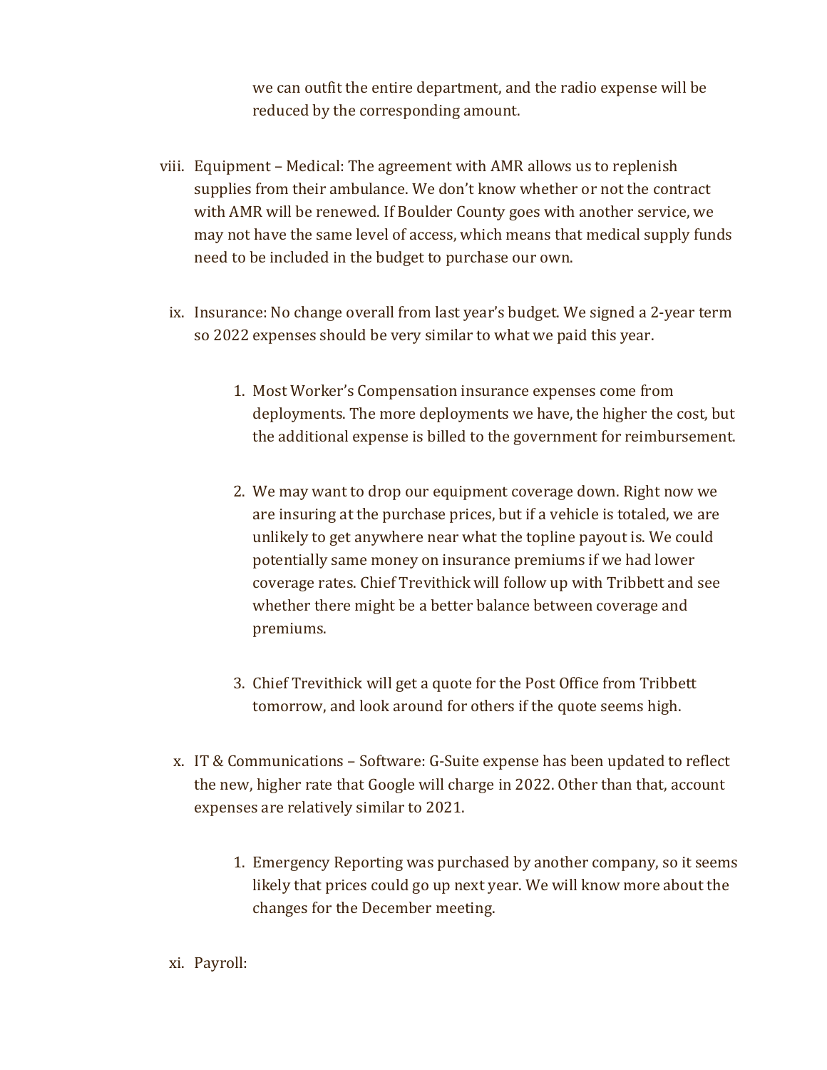we can outfit the entire department, and the radio expense will be reduced by the corresponding amount.

viii. Equipment – Medical: The agreement with AMR allows us to replenish supplies from their ambulance. We don't know whether or not the contract with AMR will be renewed. If Boulder County goes with another service, we may not have the same level of access, which means that medical supply funds need to be included in the budget to purchase our own.

ix. Insurance: No change overall from last year's budget. We signed a 2-year term so 2022 expenses should be very similar to what we paid this year.

   1. Most Worker's Compensation insurance expenses come from deployments. The more deployments we have, the higher the cost, but the additional expense is billed to the government for reimbursement.

   2. We may want to drop our equipment coverage down. Right now we are insuring at the purchase prices, but if a vehicle is totaled, we are unlikely to get anywhere near what the topline payout is. We could potentially same money on insurance premiums if we had lower coverage rates. Chief Trevithick will follow up with Tribbett and see whether there might be a better balance between coverage and premiums.

   3. Chief Trevithick will get a quote for the Post Office from Tribbett tomorrow, and look around for others if the quote seems high.

x. IT & Communications – Software: G-Suite expense has been updated to reflect the new, higher rate that Google will charge in 2022. Other than that, account expenses are relatively similar to 2021.

   1. Emergency Reporting was purchased by another company, so it seems likely that prices could go up next year. We will know more about the changes for the December meeting.

xi. Payroll: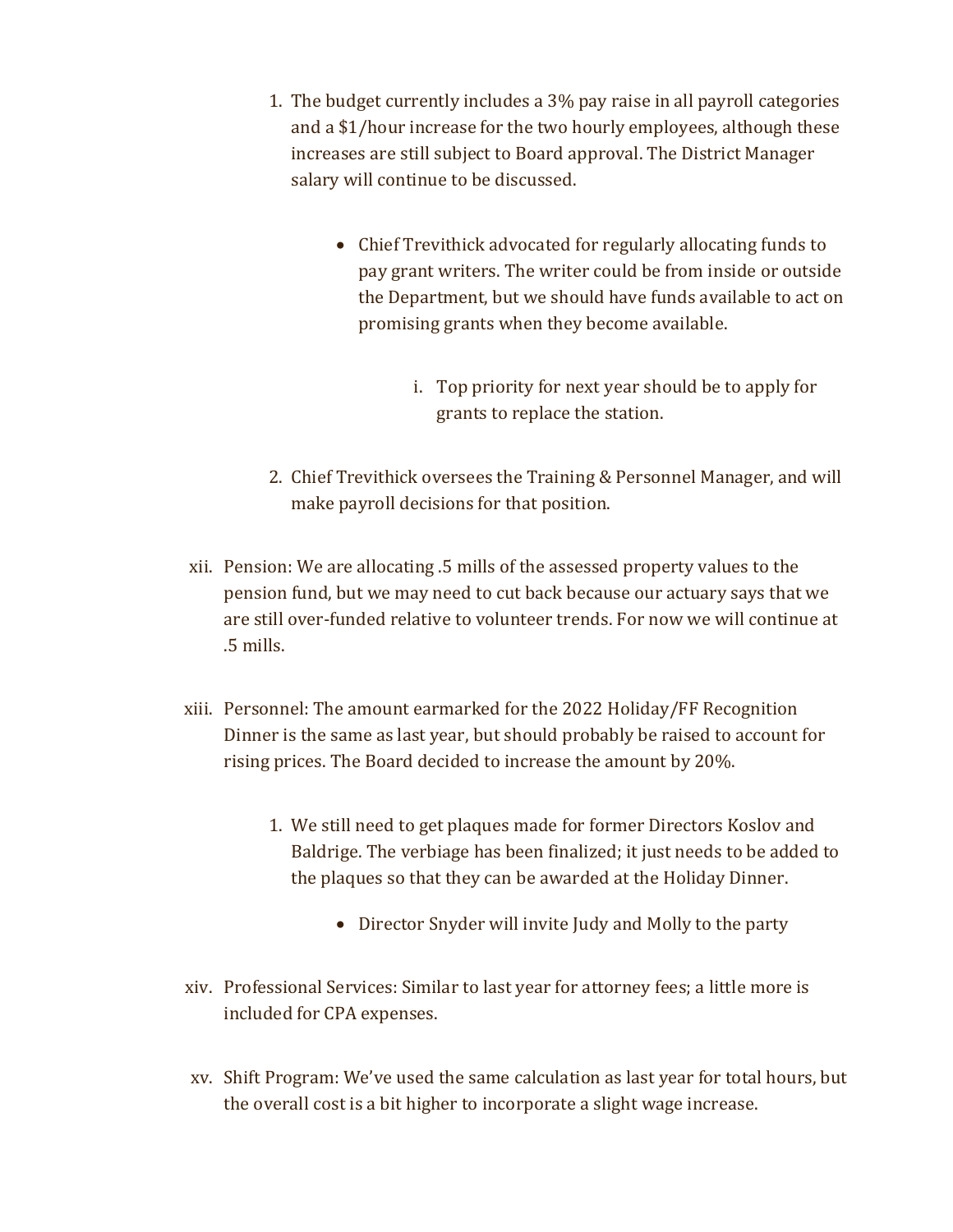1. The budget currently includes a 3% pay raise in all payroll categories and a $1/hour increase for the two hourly employees, although these increases are still subject to Board approval. The District Manager salary will continue to be discussed.

    - Chief Trevithick advocated for regularly allocating funds to pay grant writers. The writer could be from inside or outside the Department, but we should have funds available to act on promising grants when they become available.

        i. Top priority for next year should be to apply for grants to replace the station.

2. Chief Trevithick oversees the Training & Personnel Manager, and will make payroll decisions for that position.

xii. Pension: We are allocating .5 mills of the assessed property values to the pension fund, but we may need to cut back because our actuary says that we are still over-funded relative to volunteer trends. For now we will continue at .5 mills.

xiii. Personnel: The amount earmarked for the 2022 Holiday/FF Recognition Dinner is the same as last year, but should probably be raised to account for rising prices. The Board decided to increase the amount by 20%.

1. We still need to get plaques made for former Directors Koslov and Baldrige. The verbiage has been finalized; it just needs to be added to the plaques so that they can be awarded at the Holiday Dinner.

    - Director Snyder will invite Judy and Molly to the party

xiv. Professional Services: Similar to last year for attorney fees; a little more is included for CPA expenses.

xv. Shift Program: We've used the same calculation as last year for total hours, but the overall cost is a bit higher to incorporate a slight wage increase.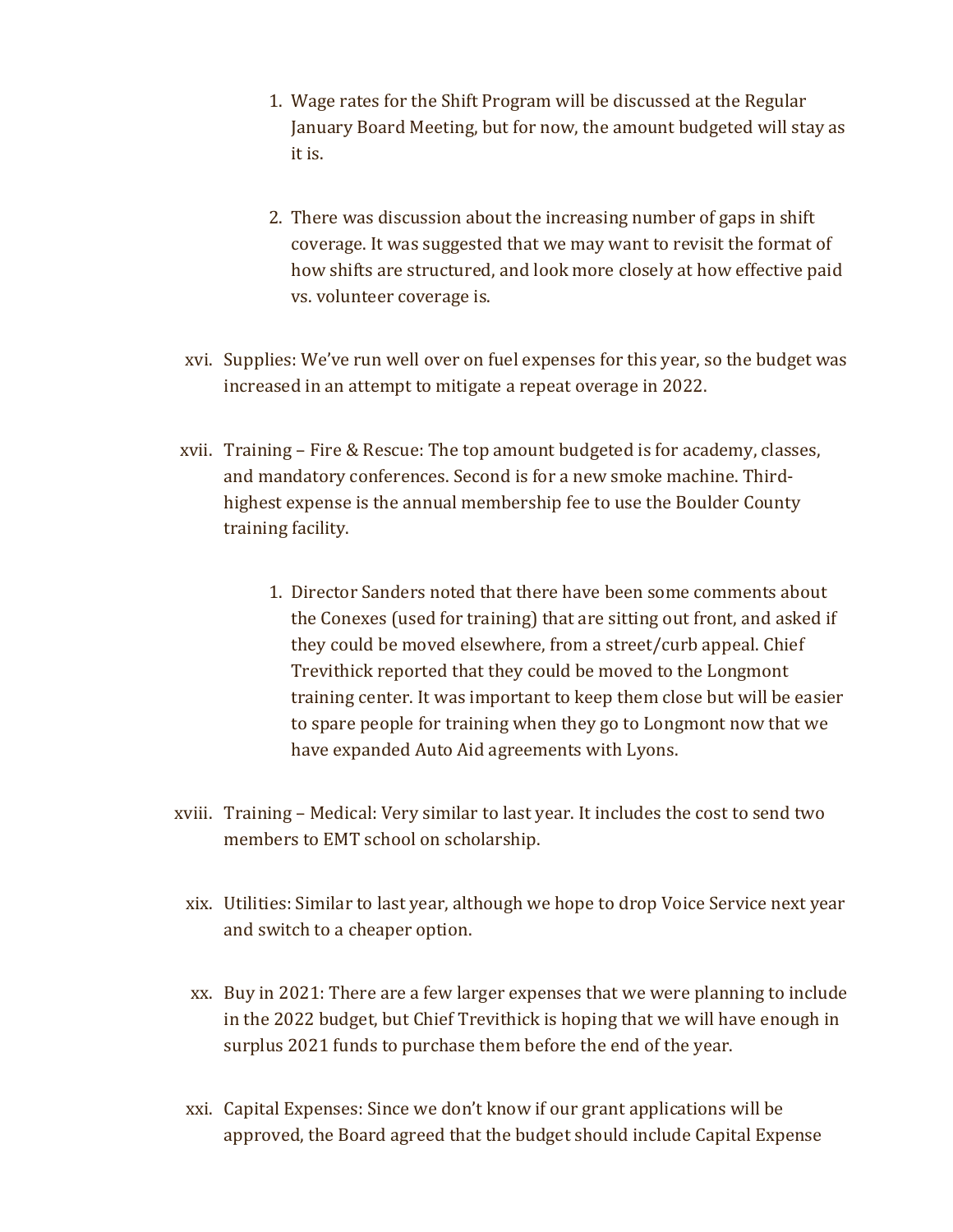1. Wage rates for the Shift Program will be discussed at the Regular January Board Meeting, but for now, the amount budgeted will stay as it is.

2. There was discussion about the increasing number of gaps in shift coverage. It was suggested that we may want to revisit the format of how shifts are structured, and look more closely at how effective paid vs. volunteer coverage is.

xvi. Supplies: We've run well over on fuel expenses for this year, so the budget was increased in an attempt to mitigate a repeat overage in 2022.

xvii. Training – Fire & Rescue: The top amount budgeted is for academy, classes, and mandatory conferences. Second is for a new smoke machine. Third-highest expense is the annual membership fee to use the Boulder County training facility.

1. Director Sanders noted that there have been some comments about the Conexes (used for training) that are sitting out front, and asked if they could be moved elsewhere, from a street/curb appeal. Chief Trevithick reported that they could be moved to the Longmont training center. It was important to keep them close but will be easier to spare people for training when they go to Longmont now that we have expanded Auto Aid agreements with Lyons.

xviii. Training – Medical: Very similar to last year. It includes the cost to send two members to EMT school on scholarship.

xix. Utilities: Similar to last year, although we hope to drop Voice Service next year and switch to a cheaper option.

xx. Buy in 2021: There are a few larger expenses that we were planning to include in the 2022 budget, but Chief Trevithick is hoping that we will have enough in surplus 2021 funds to purchase them before the end of the year.

xxi. Capital Expenses: Since we don't know if our grant applications will be approved, the Board agreed that the budget should include Capital Expense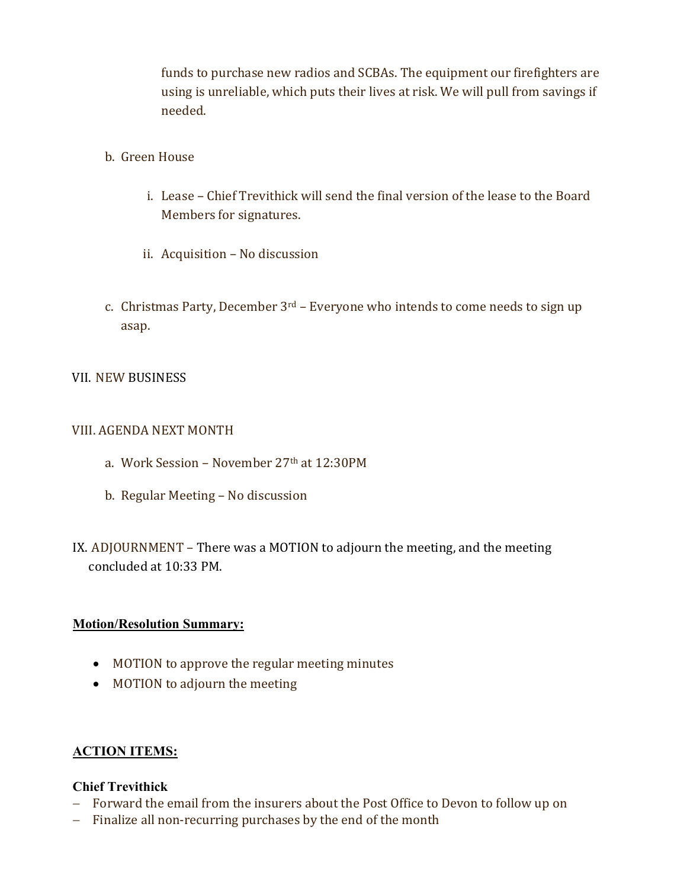funds to purchase new radios and SCBAs. The equipment our firefighters are using is unreliable, which puts their lives at risk. We will pull from savings if needed.

b. Green House

   i. Lease – Chief Trevithick will send the final version of the lease to the Board Members for signatures.

   ii. Acquisition – No discussion

c. Christmas Party, December 3rd – Everyone who intends to come needs to sign up asap.

VII. NEW BUSINESS

VIII. AGENDA NEXT MONTH

a. Work Session – November 27th at 12:30PM

b. Regular Meeting – No discussion

IX. ADJOURNMENT – There was a MOTION to adjourn the meeting, and the meeting concluded at 10:33 PM.

**Motion/Resolution Summary:**

- MOTION to approve the regular meeting minutes
- MOTION to adjourn the meeting

**ACTION ITEMS:**

**Chief Trevithick**

– Forward the email from the insurers about the Post Office to Devon to follow up on
– Finalize all non-recurring purchases by the end of the month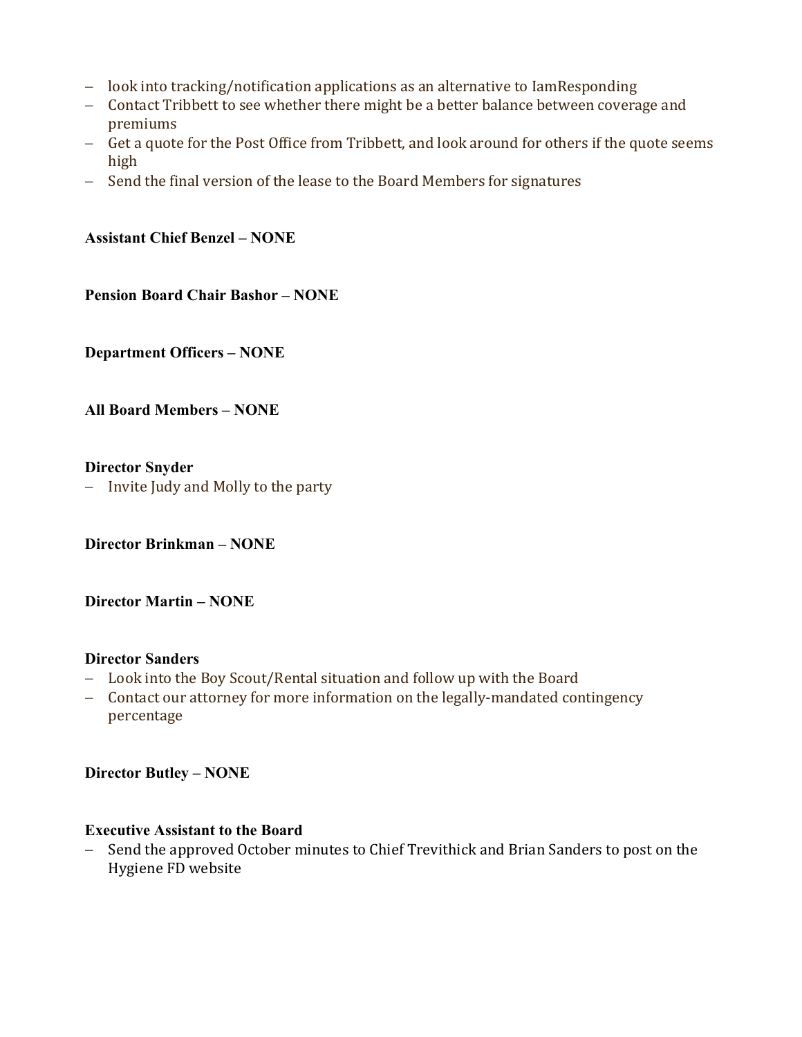- look into tracking/notification applications as an alternative to IamResponding
- Contact Tribbett to see whether there might be a better balance between coverage and premiums
- Get a quote for the Post Office from Tribbett, and look around for others if the quote seems high
- Send the final version of the lease to the Board Members for signatures

**Assistant Chief Benzel – NONE**

**Pension Board Chair Bashor – NONE**

**Department Officers – NONE**

**All Board Members – NONE**

**Director Snyder**

- Invite Judy and Molly to the party

**Director Brinkman – NONE**

**Director Martin – NONE**

**Director Sanders**

- Look into the Boy Scout/Rental situation and follow up with the Board
- Contact our attorney for more information on the legally-mandated contingency percentage

**Director Butley – NONE**

**Executive Assistant to the Board**

- Send the approved October minutes to Chief Trevithick and Brian Sanders to post on the Hygiene FD website